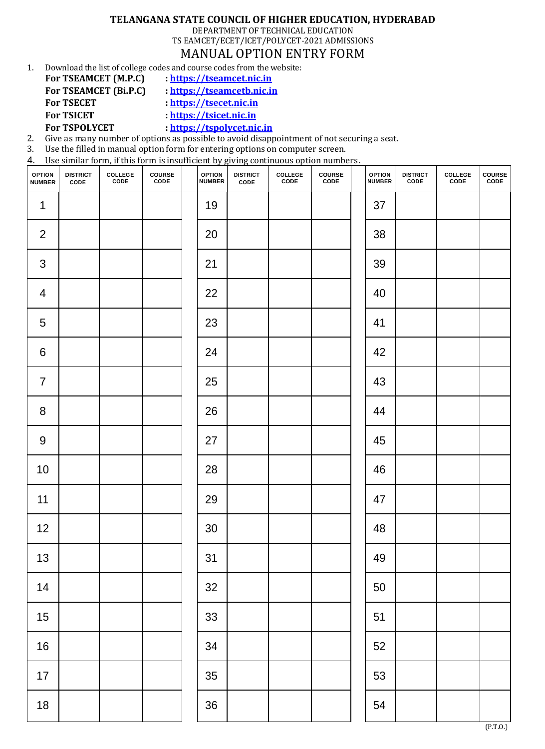**TELANGANA STATE COUNCIL OF HIGHER EDUCATION, HYDERABAD**

DEPARTMENT OF TECHNICAL EDUCATION

TS EAMCET/ECET/ICET/POLYCET-2021 ADMISSIONS

# MANUAL OPTION ENTRY FORM

1. Download the list of college codes and course codes from the website:
   **For TSEAMCET (M.P.C)** : **https://tseamcet.nic.in**
   **For TSEAMCET (Bi.P.C)** : **https://tseamcetb.nic.in**
   **For TSECET** : **https://tsecet.nic.in**
   **For TSICET** : **https://tsicet.nic.in**
   **For TSPOLYCET** : **https://tspolycet.nic.in**
2. Give as many number of options as possible to avoid disappointment of not securing a seat.
3. Use the filled in manual option form for entering options on computer screen.
4. Use similar form, if this form is insufficient by giving continuous option numbers.

| OPTION NUMBER | DISTRICT CODE | COLLEGE CODE | COURSE CODE | | OPTION NUMBER | DISTRICT CODE | COLLEGE CODE | COURSE CODE | | OPTION NUMBER | DISTRICT CODE | COLLEGE CODE | COURSE CODE |
|---|---|---|---|---|---|---|---|---|---|---|---|---|---|
| 1 | | | | | 19 | | | | | 37 | | | |
| 2 | | | | | 20 | | | | | 38 | | | |
| 3 | | | | | 21 | | | | | 39 | | | |
| 4 | | | | | 22 | | | | | 40 | | | |
| 5 | | | | | 23 | | | | | 41 | | | |
| 6 | | | | | 24 | | | | | 42 | | | |
| 7 | | | | | 25 | | | | | 43 | | | |
| 8 | | | | | 26 | | | | | 44 | | | |
| 9 | | | | | 27 | | | | | 45 | | | |
| 10 | | | | | 28 | | | | | 46 | | | |
| 11 | | | | | 29 | | | | | 47 | | | |
| 12 | | | | | 30 | | | | | 48 | | | |
| 13 | | | | | 31 | | | | | 49 | | | |
| 14 | | | | | 32 | | | | | 50 | | | |
| 15 | | | | | 33 | | | | | 51 | | | |
| 16 | | | | | 34 | | | | | 52 | | | |
| 17 | | | | | 35 | | | | | 53 | | | |
| 18 | | | | | 36 | | | | | 54 | | | |

(P.T.O.)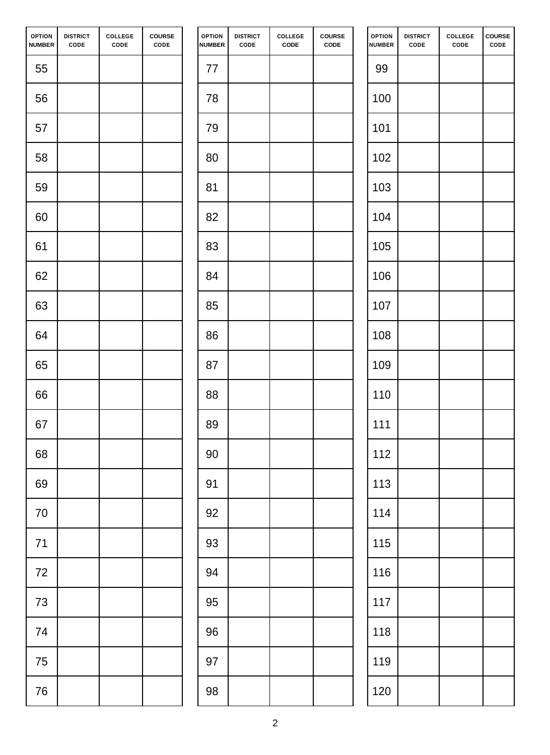| OPTION NUMBER | DISTRICT CODE | COLLEGE CODE | COURSE CODE |
|---|---|---|---|
| 55 | | | |
| 56 | | | |
| 57 | | | |
| 58 | | | |
| 59 | | | |
| 60 | | | |
| 61 | | | |
| 62 | | | |
| 63 | | | |
| 64 | | | |
| 65 | | | |
| 66 | | | |
| 67 | | | |
| 68 | | | |
| 69 | | | |
| 70 | | | |
| 71 | | | |
| 72 | | | |
| 73 | | | |
| 74 | | | |
| 75 | | | |
| 76 | | | |

| OPTION NUMBER | DISTRICT CODE | COLLEGE CODE | COURSE CODE |
|---|---|---|---|
| 77 | | | |
| 78 | | | |
| 79 | | | |
| 80 | | | |
| 81 | | | |
| 82 | | | |
| 83 | | | |
| 84 | | | |
| 85 | | | |
| 86 | | | |
| 87 | | | |
| 88 | | | |
| 89 | | | |
| 90 | | | |
| 91 | | | |
| 92 | | | |
| 93 | | | |
| 94 | | | |
| 95 | | | |
| 96 | | | |
| 97 | | | |
| 98 | | | |

| OPTION NUMBER | DISTRICT CODE | COLLEGE CODE | COURSE CODE |
|---|---|---|---|
| 99 | | | |
| 100 | | | |
| 101 | | | |
| 102 | | | |
| 103 | | | |
| 104 | | | |
| 105 | | | |
| 106 | | | |
| 107 | | | |
| 108 | | | |
| 109 | | | |
| 110 | | | |
| 111 | | | |
| 112 | | | |
| 113 | | | |
| 114 | | | |
| 115 | | | |
| 116 | | | |
| 117 | | | |
| 118 | | | |
| 119 | | | |
| 120 | | | |